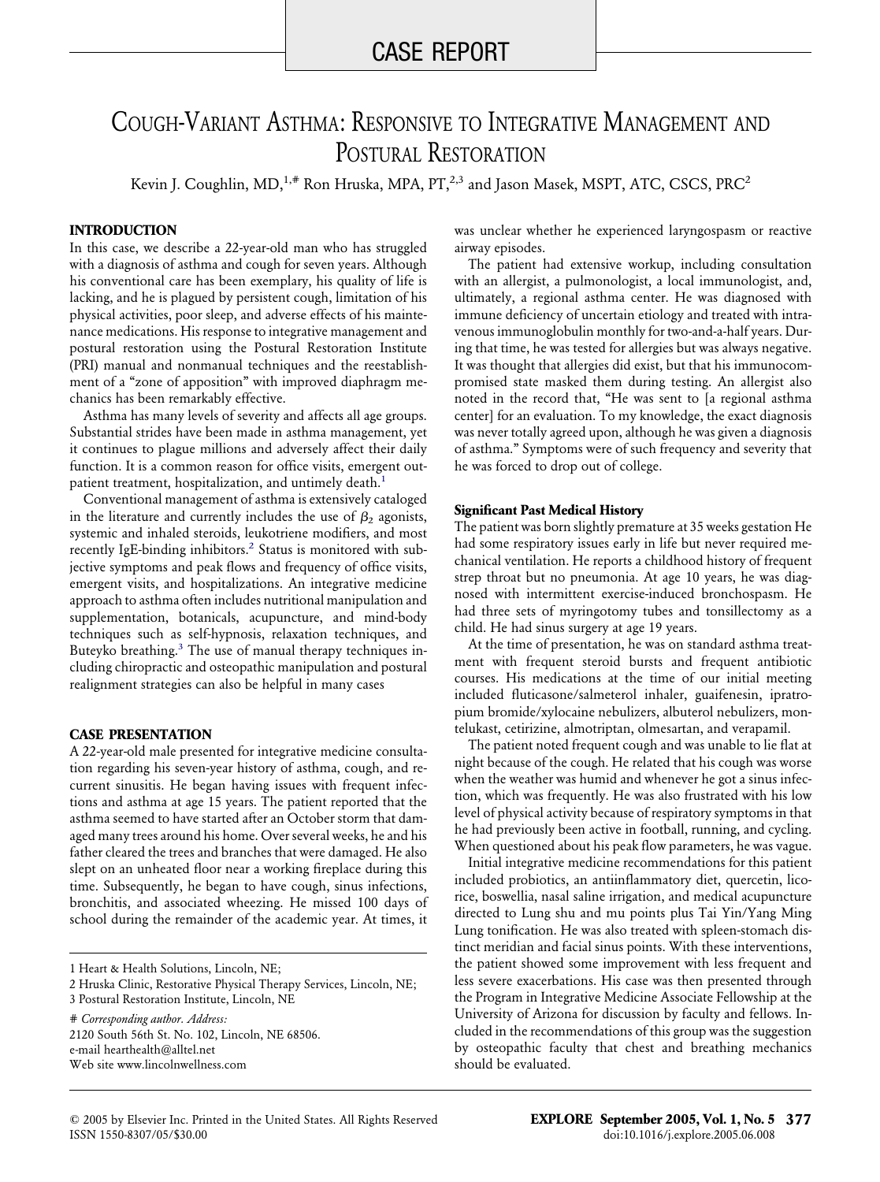CASE REPORT

# Cough-Variant Asthma: Responsive to Integrative Management and Postural Restoration

Kevin J. Coughlin, MD,[1,#] Ron Hruska, MPA, PT,[2,3] and Jason Masek, MSPT, ATC, CSCS, PRC[2]

## INTRODUCTION

In this case, we describe a 22-year-old man who has struggled with a diagnosis of asthma and cough for seven years. Although his conventional care has been exemplary, his quality of life is lacking, and he is plagued by persistent cough, limitation of his physical activities, poor sleep, and adverse effects of his maintenance medications. His response to integrative management and postural restoration using the Postural Restoration Institute (PRI) manual and nonmanual techniques and the reestablishment of a "zone of apposition" with improved diaphragm mechanics has been remarkably effective.

Asthma has many levels of severity and affects all age groups. Substantial strides have been made in asthma management, yet it continues to plague millions and adversely affect their daily function. It is a common reason for office visits, emergent outpatient treatment, hospitalization, and untimely death.[1]

Conventional management of asthma is extensively cataloged in the literature and currently includes the use of $\beta_2$ agonists, systemic and inhaled steroids, leukotriene modifiers, and most recently IgE-binding inhibitors.[2] Status is monitored with subjective symptoms and peak flows and frequency of office visits, emergent visits, and hospitalizations. An integrative medicine approach to asthma often includes nutritional manipulation and supplementation, botanicals, acupuncture, and mind-body techniques such as self-hypnosis, relaxation techniques, and Buteyko breathing.[3] The use of manual therapy techniques including chiropractic and osteopathic manipulation and postural realignment strategies can also be helpful in many cases

## CASE PRESENTATION

A 22-year-old male presented for integrative medicine consultation regarding his seven-year history of asthma, cough, and recurrent sinusitis. He began having issues with frequent infections and asthma at age 15 years. The patient reported that the asthma seemed to have started after an October storm that damaged many trees around his home. Over several weeks, he and his father cleared the trees and branches that were damaged. He also slept on an unheated floor near a working fireplace during this time. Subsequently, he began to have cough, sinus infections, bronchitis, and associated wheezing. He missed 100 days of school during the remainder of the academic year. At times, it was unclear whether he experienced laryngospasm or reactive airway episodes.

The patient had extensive workup, including consultation with an allergist, a pulmonologist, a local immunologist, and, ultimately, a regional asthma center. He was diagnosed with immune deficiency of uncertain etiology and treated with intravenous immunoglobulin monthly for two-and-a-half years. During that time, he was tested for allergies but was always negative. It was thought that allergies did exist, but that his immunocompromised state masked them during testing. An allergist also noted in the record that, "He was sent to [a regional asthma center] for an evaluation. To my knowledge, the exact diagnosis was never totally agreed upon, although he was given a diagnosis of asthma." Symptoms were of such frequency and severity that he was forced to drop out of college.

### Significant Past Medical History

The patient was born slightly premature at 35 weeks gestation He had some respiratory issues early in life but never required mechanical ventilation. He reports a childhood history of frequent strep throat but no pneumonia. At age 10 years, he was diagnosed with intermittent exercise-induced bronchospasm. He had three sets of myringotomy tubes and tonsillectomy as a child. He had sinus surgery at age 19 years.

At the time of presentation, he was on standard asthma treatment with frequent steroid bursts and frequent antibiotic courses. His medications at the time of our initial meeting included fluticasone/salmeterol inhaler, guaifenesin, ipratropium bromide/xylocaine nebulizers, albuterol nebulizers, montelukast, cetirizine, almotriptan, olmesartan, and verapamil.

The patient noted frequent cough and was unable to lie flat at night because of the cough. He related that his cough was worse when the weather was humid and whenever he got a sinus infection, which was frequently. He was also frustrated with his low level of physical activity because of respiratory symptoms in that he had previously been active in football, running, and cycling. When questioned about his peak flow parameters, he was vague.

Initial integrative medicine recommendations for this patient included probiotics, an antiinflammatory diet, quercetin, licorice, boswellia, nasal saline irrigation, and medical acupuncture directed to Lung shu and mu points plus Tai Yin/Yang Ming Lung tonification. He was also treated with spleen-stomach distinct meridian and facial sinus points. With these interventions, the patient showed some improvement with less frequent and less severe exacerbations. His case was then presented through the Program in Integrative Medicine Associate Fellowship at the University of Arizona for discussion by faculty and fellows. Included in the recommendations of this group was the suggestion by osteopathic faculty that chest and breathing mechanics should be evaluated.

---

1 Heart & Health Solutions, Lincoln, NE;
2 Hruska Clinic, Restorative Physical Therapy Services, Lincoln, NE;
3 Postural Restoration Institute, Lincoln, NE

# *Corresponding author. Address:*
2120 South 56th St. No. 102, Lincoln, NE 68506.
e-mail hearthealth@alltel.net
Web site www.lincolnwellness.com

© 2005 by Elsevier Inc. Printed in the United States. All Rights Reserved
ISSN 1550-8307/05/$30.00
doi:10.1016/j.explore.2005.06.008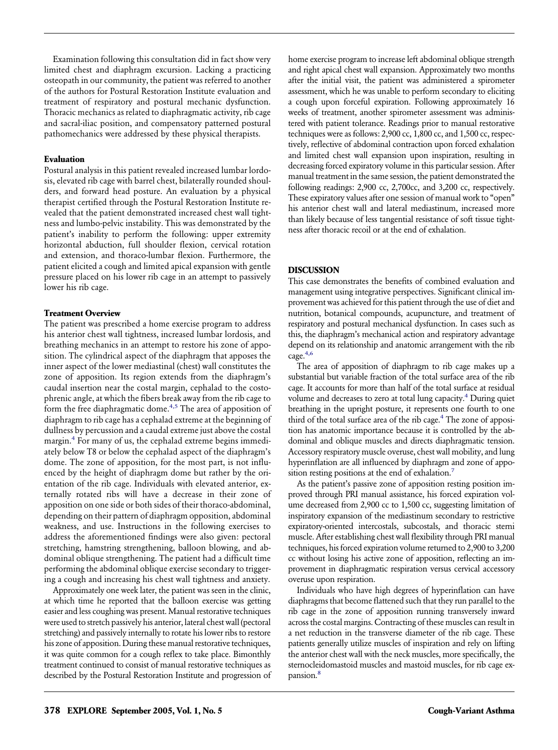Examination following this consultation did in fact show very limited chest and diaphragm excursion. Lacking a practicing osteopath in our community, the patient was referred to another of the authors for Postural Restoration Institute evaluation and treatment of respiratory and postural mechanic dysfunction. Thoracic mechanics as related to diaphragmatic activity, rib cage and sacral-iliac position, and compensatory patterned postural pathomechanics were addressed by these physical therapists.

### Evaluation

Postural analysis in this patient revealed increased lumbar lordosis, elevated rib cage with barrel chest, bilaterally rounded shoulders, and forward head posture. An evaluation by a physical therapist certified through the Postural Restoration Institute revealed that the patient demonstrated increased chest wall tightness and lumbo-pelvic instability. This was demonstrated by the patient's inability to perform the following: upper extremity horizontal abduction, full shoulder flexion, cervical rotation and extension, and thoraco-lumbar flexion. Furthermore, the patient elicited a cough and limited apical expansion with gentle pressure placed on his lower rib cage in an attempt to passively lower his rib cage.

### Treatment Overview

The patient was prescribed a home exercise program to address his anterior chest wall tightness, increased lumbar lordosis, and breathing mechanics in an attempt to restore his zone of apposition. The cylindrical aspect of the diaphragm that apposes the inner aspect of the lower mediastinal (chest) wall constitutes the zone of apposition. Its region extends from the diaphragm's caudal insertion near the costal margin, cephalad to the costophrenic angle, at which the fibers break away from the rib cage to form the free diaphragmatic dome.[4,5] The area of apposition of diaphragm to rib cage has a cephalad extreme at the beginning of dullness by percussion and a caudal extreme just above the costal margin.[4] For many of us, the cephalad extreme begins immediately below T8 or below the cephalad aspect of the diaphragm's dome. The zone of apposition, for the most part, is not influenced by the height of diaphragm dome but rather by the orientation of the rib cage. Individuals with elevated anterior, externally rotated ribs will have a decrease in their zone of apposition on one side or both sides of their thoraco-abdominal, depending on their pattern of diaphragm opposition, abdominal weakness, and use. Instructions in the following exercises to address the aforementioned findings were also given: pectoral stretching, hamstring strengthening, balloon blowing, and abdominal oblique strengthening. The patient had a difficult time performing the abdominal oblique exercise secondary to triggering a cough and increasing his chest wall tightness and anxiety.

Approximately one week later, the patient was seen in the clinic, at which time he reported that the balloon exercise was getting easier and less coughing was present. Manual restorative techniques were used to stretch passively his anterior, lateral chest wall (pectoral stretching) and passively internally to rotate his lower ribs to restore his zone of apposition. During these manual restorative techniques, it was quite common for a cough reflex to take place. Bimonthly treatment continued to consist of manual restorative techniques as described by the Postural Restoration Institute and progression of home exercise program to increase left abdominal oblique strength and right apical chest wall expansion. Approximately two months after the initial visit, the patient was administered a spirometer assessment, which he was unable to perform secondary to eliciting a cough upon forceful expiration. Following approximately 16 weeks of treatment, another spirometer assessment was administered with patient tolerance. Readings prior to manual restorative techniques were as follows: 2,900 cc, 1,800 cc, and 1,500 cc, respectively, reflective of abdominal contraction upon forced exhalation and limited chest wall expansion upon inspiration, resulting in decreasing forced expiratory volume in this particular session. After manual treatment in the same session, the patient demonstrated the following readings: 2,900 cc, 2,700cc, and 3,200 cc, respectively. These expiratory values after one session of manual work to "open" his anterior chest wall and lateral mediastinum, increased more than likely because of less tangential resistance of soft tissue tightness after thoracic recoil or at the end of exhalation.

## DISCUSSION

This case demonstrates the benefits of combined evaluation and management using integrative perspectives. Significant clinical improvement was achieved for this patient through the use of diet and nutrition, botanical compounds, acupuncture, and treatment of respiratory and postural mechanical dysfunction. In cases such as this, the diaphragm's mechanical action and respiratory advantage depend on its relationship and anatomic arrangement with the rib cage.[4,6]

The area of apposition of diaphragm to rib cage makes up a substantial but variable fraction of the total surface area of the rib cage. It accounts for more than half of the total surface at residual volume and decreases to zero at total lung capacity.[4] During quiet breathing in the upright posture, it represents one fourth to one third of the total surface area of the rib cage.[4] The zone of apposition has anatomic importance because it is controlled by the abdominal and oblique muscles and directs diaphragmatic tension. Accessory respiratory muscle overuse, chest wall mobility, and lung hyperinflation are all influenced by diaphragm and zone of apposition resting positions at the end of exhalation.[7]

As the patient's passive zone of apposition resting position improved through PRI manual assistance, his forced expiration volume decreased from 2,900 cc to 1,500 cc, suggesting limitation of inspiratory expansion of the mediastinum secondary to restrictive expiratory-oriented intercostals, subcostals, and thoracic sterni muscle. After establishing chest wall flexibility through PRI manual techniques, his forced expiration volume returned to 2,900 to 3,200 cc without losing his active zone of apposition, reflecting an improvement in diaphragmatic respiration versus cervical accessory overuse upon respiration.

Individuals who have high degrees of hyperinflation can have diaphragms that become flattened such that they run parallel to the rib cage in the zone of apposition running transversely inward across the costal margins. Contracting of these muscles can result in a net reduction in the transverse diameter of the rib cage. These patients generally utilize muscles of inspiration and rely on lifting the anterior chest wall with the neck muscles, more specifically, the sternocleidomastoid muscles and mastoid muscles, for rib cage expansion.[8]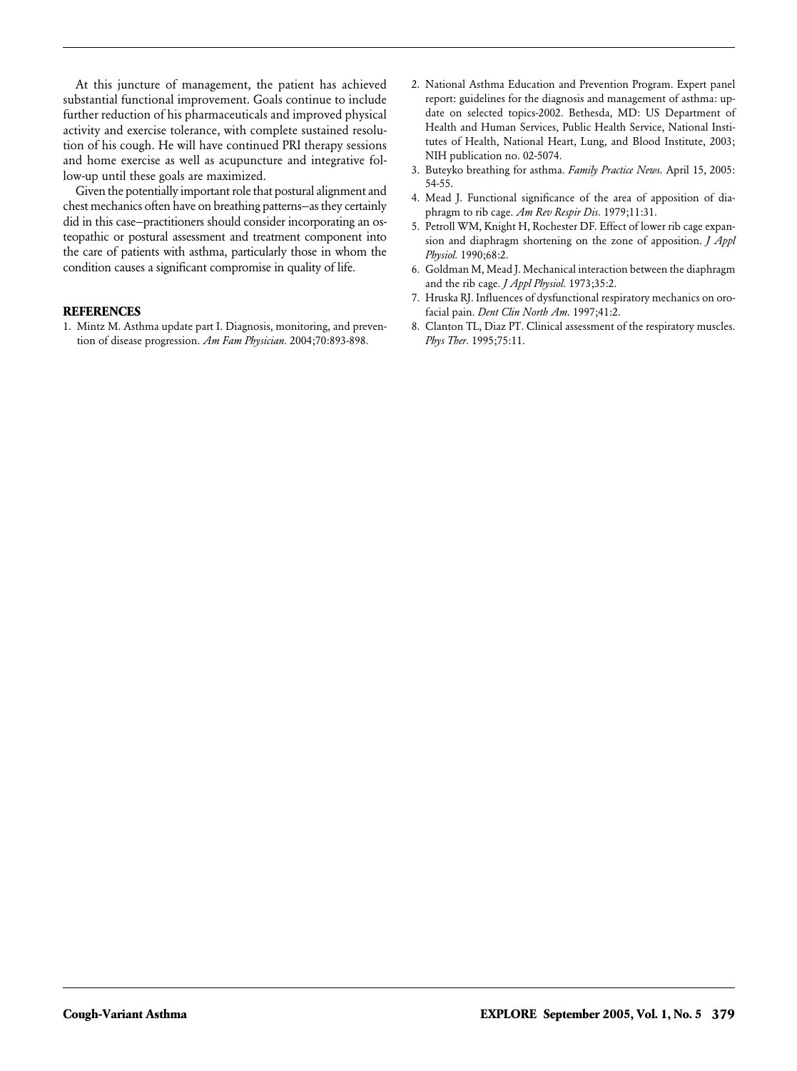At this juncture of management, the patient has achieved substantial functional improvement. Goals continue to include further reduction of his pharmaceuticals and improved physical activity and exercise tolerance, with complete sustained resolution of his cough. He will have continued PRI therapy sessions and home exercise as well as acupuncture and integrative follow-up until these goals are maximized.

Given the potentially important role that postural alignment and chest mechanics often have on breathing patterns—as they certainly did in this case—practitioners should consider incorporating an osteopathic or postural assessment and treatment component into the care of patients with asthma, particularly those in whom the condition causes a significant compromise in quality of life.

## REFERENCES

1. Mintz M. Asthma update part I. Diagnosis, monitoring, and prevention of disease progression. *Am Fam Physician.* 2004;70:893-898.
2. National Asthma Education and Prevention Program. Expert panel report: guidelines for the diagnosis and management of asthma: update on selected topics-2002. Bethesda, MD: US Department of Health and Human Services, Public Health Service, National Institutes of Health, National Heart, Lung, and Blood Institute, 2003; NIH publication no. 02-5074.
3. Buteyko breathing for asthma. *Family Practice News.* April 15, 2005: 54-55.
4. Mead J. Functional significance of the area of apposition of diaphragm to rib cage. *Am Rev Respir Dis.* 1979;11:31.
5. Petroll WM, Knight H, Rochester DF. Effect of lower rib cage expansion and diaphragm shortening on the zone of apposition. *J Appl Physiol.* 1990;68:2.
6. Goldman M, Mead J. Mechanical interaction between the diaphragm and the rib cage. *J Appl Physiol.* 1973;35:2.
7. Hruska RJ. Influences of dysfunctional respiratory mechanics on orofacial pain. *Dent Clin North Am.* 1997;41:2.
8. Clanton TL, Diaz PT. Clinical assessment of the respiratory muscles. *Phys Ther.* 1995;75:11.